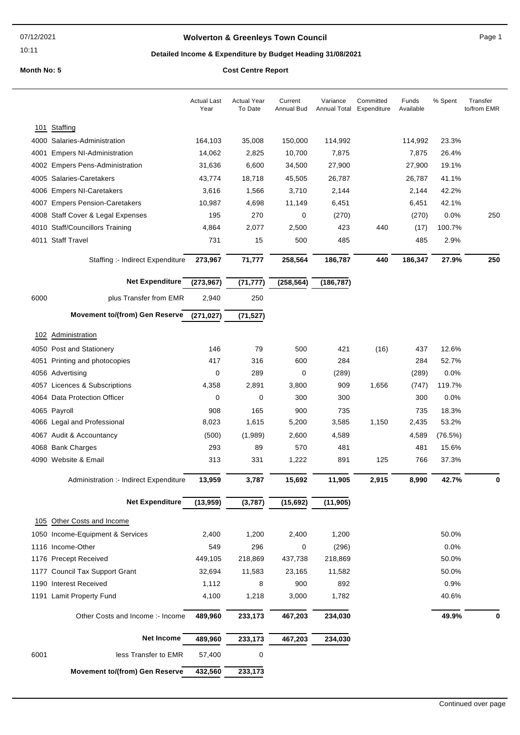07/12/2021
10:11

# Wolverton & Greenleys Town Council

## Detailed Income & Expenditure by Budget Heading 31/08/2021

**Month No: 5** **Cost Centre Report**

| | | Actual Last Year | Actual Year To Date | Current Annual Bud | Variance Annual Total | Committed Expenditure | Funds Available | % Spent | Transfer to/from EMR |
|---|---|---|---|---|---|---|---|---|---|
| **101** | **Staffing** | | | | | | | | |
| 4000 | Salaries-Administration | 164,103 | 35,008 | 150,000 | 114,992 | | 114,992 | 23.3% | |
| 4001 | Empers NI-Administration | 14,062 | 2,825 | 10,700 | 7,875 | | 7,875 | 26.4% | |
| 4002 | Empers Pens-Administration | 31,636 | 6,600 | 34,500 | 27,900 | | 27,900 | 19.1% | |
| 4005 | Salaries-Caretakers | 43,774 | 18,718 | 45,505 | 26,787 | | 26,787 | 41.1% | |
| 4006 | Empers NI-Caretakers | 3,616 | 1,566 | 3,710 | 2,144 | | 2,144 | 42.2% | |
| 4007 | Empers Pension-Caretakers | 10,987 | 4,698 | 11,149 | 6,451 | | 6,451 | 42.1% | |
| 4008 | Staff Cover & Legal Expenses | 195 | 270 | 0 | (270) | | (270) | 0.0% | 250 |
| 4010 | Staff/Councillors Training | 4,864 | 2,077 | 2,500 | 423 | 440 | (17) | 100.7% | |
| 4011 | Staff Travel | 731 | 15 | 500 | 485 | | 485 | 2.9% | |
| | Staffing :- Indirect Expenditure | **273,967** | **71,777** | **258,564** | **186,787** | **440** | **186,347** | **27.9%** | **250** |
| | **Net Expenditure** | **(273,967)** | **(71,777)** | **(258,564)** | **(186,787)** | | | | |
| 6000 | plus Transfer from EMR | 2,940 | 250 | | | | | | |
| | **Movement to/(from) Gen Reserve** | **(271,027)** | **(71,527)** | | | | | | |
| **102** | **Administration** | | | | | | | | |
| 4050 | Post and Stationery | 146 | 79 | 500 | 421 | (16) | 437 | 12.6% | |
| 4051 | Printing and photocopies | 417 | 316 | 600 | 284 | | 284 | 52.7% | |
| 4056 | Advertising | 0 | 289 | 0 | (289) | | (289) | 0.0% | |
| 4057 | Licences & Subscriptions | 4,358 | 2,891 | 3,800 | 909 | 1,656 | (747) | 119.7% | |
| 4064 | Data Protection Officer | 0 | 0 | 300 | 300 | | 300 | 0.0% | |
| 4065 | Payroll | 908 | 165 | 900 | 735 | | 735 | 18.3% | |
| 4066 | Legal and Professional | 8,023 | 1,615 | 5,200 | 3,585 | 1,150 | 2,435 | 53.2% | |
| 4067 | Audit & Accountancy | (500) | (1,989) | 2,600 | 4,589 | | 4,589 | (76.5%) | |
| 4068 | Bank Charges | 293 | 89 | 570 | 481 | | 481 | 15.6% | |
| 4090 | Website & Email | 313 | 331 | 1,222 | 891 | 125 | 766 | 37.3% | |
| | Administration :- Indirect Expenditure | **13,959** | **3,787** | **15,692** | **11,905** | **2,915** | **8,990** | **42.7%** | **0** |
| | **Net Expenditure** | **(13,959)** | **(3,787)** | **(15,692)** | **(11,905)** | | | | |
| **105** | **Other Costs and Income** | | | | | | | | |
| 1050 | Income-Equipment & Services | 2,400 | 1,200 | 2,400 | 1,200 | | | 50.0% | |
| 1116 | Income-Other | 549 | 296 | 0 | (296) | | | 0.0% | |
| 1176 | Precept Received | 449,105 | 218,869 | 437,738 | 218,869 | | | 50.0% | |
| 1177 | Council Tax Support Grant | 32,694 | 11,583 | 23,165 | 11,582 | | | 50.0% | |
| 1190 | Interest Received | 1,112 | 8 | 900 | 892 | | | 0.9% | |
| 1191 | Lamit Property Fund | 4,100 | 1,218 | 3,000 | 1,782 | | | 40.6% | |
| | Other Costs and Income :- Income | **489,960** | **233,173** | **467,203** | **234,030** | | | **49.9%** | **0** |
| | **Net Income** | **489,960** | **233,173** | **467,203** | **234,030** | | | | |
| 6001 | less Transfer to EMR | 57,400 | 0 | | | | | | |
| | **Movement to/(from) Gen Reserve** | **432,560** | **233,173** | | | | | | |

Continued over page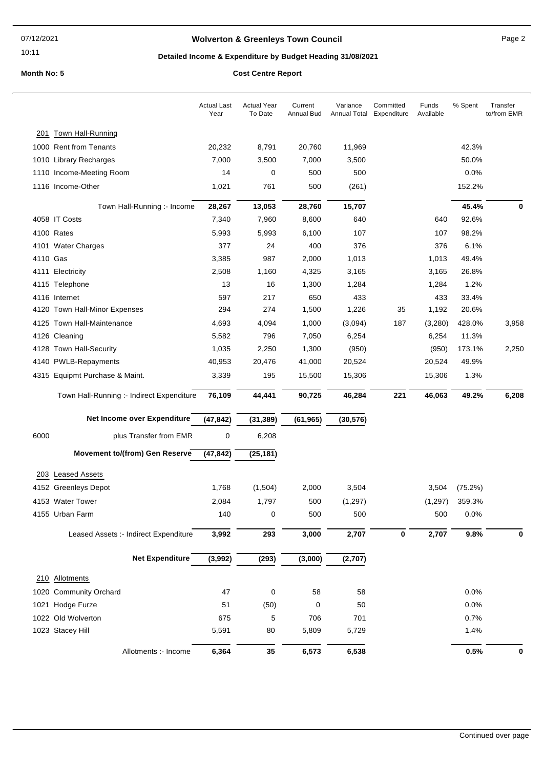# Wolverton & Greenleys Town Council

## Detailed Income & Expenditure by Budget Heading 31/08/2021

**Month No: 5** **Cost Centre Report**

| | Actual Last Year | Actual Year To Date | Current Annual Bud | Variance Annual Total | Committed Expenditure | Funds Available | % Spent | Transfer to/from EMR |
|---|---|---|---|---|---|---|---|---|
| **201 Town Hall-Running** | | | | | | | | |
| 1000 Rent from Tenants | 20,232 | 8,791 | 20,760 | 11,969 | | | 42.3% | |
| 1010 Library Recharges | 7,000 | 3,500 | 7,000 | 3,500 | | | 50.0% | |
| 1110 Income-Meeting Room | 14 | 0 | 500 | 500 | | | 0.0% | |
| 1116 Income-Other | 1,021 | 761 | 500 | (261) | | | 152.2% | |
| Town Hall-Running :- Income | **28,267** | **13,053** | **28,760** | **15,707** | | | **45.4%** | **0** |
| 4058 IT Costs | 7,340 | 7,960 | 8,600 | 640 | | 640 | 92.6% | |
| 4100 Rates | 5,993 | 5,993 | 6,100 | 107 | | 107 | 98.2% | |
| 4101 Water Charges | 377 | 24 | 400 | 376 | | 376 | 6.1% | |
| 4110 Gas | 3,385 | 987 | 2,000 | 1,013 | | 1,013 | 49.4% | |
| 4111 Electricity | 2,508 | 1,160 | 4,325 | 3,165 | | 3,165 | 26.8% | |
| 4115 Telephone | 13 | 16 | 1,300 | 1,284 | | 1,284 | 1.2% | |
| 4116 Internet | 597 | 217 | 650 | 433 | | 433 | 33.4% | |
| 4120 Town Hall-Minor Expenses | 294 | 274 | 1,500 | 1,226 | 35 | 1,192 | 20.6% | |
| 4125 Town Hall-Maintenance | 4,693 | 4,094 | 1,000 | (3,094) | 187 | (3,280) | 428.0% | 3,958 |
| 4126 Cleaning | 5,582 | 796 | 7,050 | 6,254 | | 6,254 | 11.3% | |
| 4128 Town Hall-Security | 1,035 | 2,250 | 1,300 | (950) | | (950) | 173.1% | 2,250 |
| 4140 PWLB-Repayments | 40,953 | 20,476 | 41,000 | 20,524 | | 20,524 | 49.9% | |
| 4315 Equipmt Purchase & Maint. | 3,339 | 195 | 15,500 | 15,306 | | 15,306 | 1.3% | |
| Town Hall-Running :- Indirect Expenditure | **76,109** | **44,441** | **90,725** | **46,284** | **221** | **46,063** | **49.2%** | **6,208** |
| **Net Income over Expenditure** | **(47,842)** | **(31,389)** | **(61,965)** | **(30,576)** | | | | |
| 6000 plus Transfer from EMR | 0 | 6,208 | | | | | | |
| **Movement to/(from) Gen Reserve** | **(47,842)** | **(25,181)** | | | | | | |
| **203 Leased Assets** | | | | | | | | |
| 4152 Greenleys Depot | 1,768 | (1,504) | 2,000 | 3,504 | | 3,504 | (75.2%) | |
| 4153 Water Tower | 2,084 | 1,797 | 500 | (1,297) | | (1,297) | 359.3% | |
| 4155 Urban Farm | 140 | 0 | 500 | 500 | | 500 | 0.0% | |
| Leased Assets :- Indirect Expenditure | **3,992** | **293** | **3,000** | **2,707** | **0** | **2,707** | **9.8%** | **0** |
| **Net Expenditure** | **(3,992)** | **(293)** | **(3,000)** | **(2,707)** | | | | |
| **210 Allotments** | | | | | | | | |
| 1020 Community Orchard | 47 | 0 | 58 | 58 | | | 0.0% | |
| 1021 Hodge Furze | 51 | (50) | 0 | 50 | | | 0.0% | |
| 1022 Old Wolverton | 675 | 5 | 706 | 701 | | | 0.7% | |
| 1023 Stacey Hill | 5,591 | 80 | 5,809 | 5,729 | | | 1.4% | |
| Allotments :- Income | **6,364** | **35** | **6,573** | **6,538** | | | **0.5%** | **0** |

Continued over page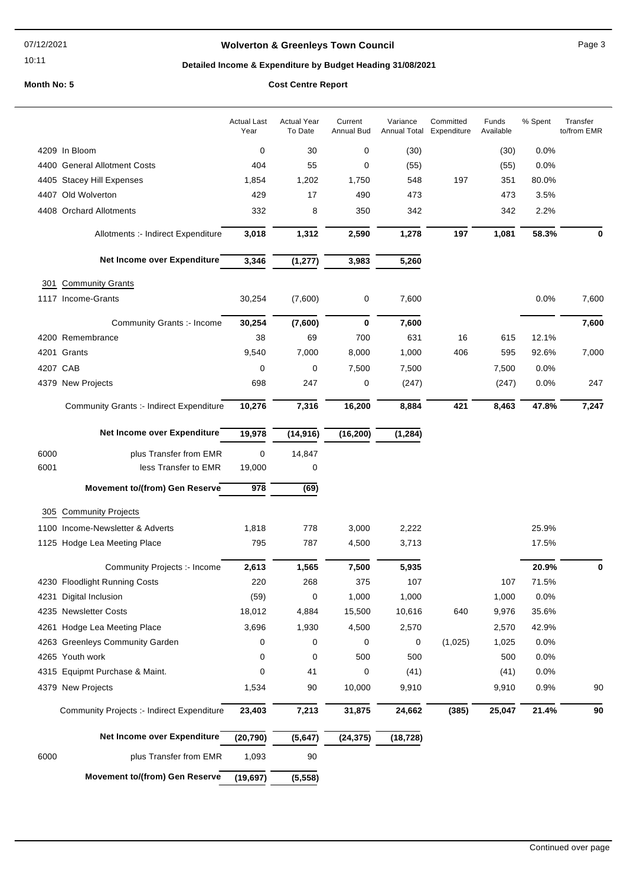**Wolverton & Greenleys Town Council**

**Detailed Income & Expenditure by Budget Heading 31/08/2021**

**Month No: 5**

**Cost Centre Report**

| | Actual Last Year | Actual Year To Date | Current Annual Bud | Variance Annual Total | Committed Expenditure | Funds Available | % Spent | Transfer to/from EMR |
|---|---|---|---|---|---|---|---|---|
| 4209 In Bloom | 0 | 30 | 0 | (30) | | (30) | 0.0% | |
| 4400 General Allotment Costs | 404 | 55 | 0 | (55) | | (55) | 0.0% | |
| 4405 Stacey Hill Expenses | 1,854 | 1,202 | 1,750 | 548 | 197 | 351 | 80.0% | |
| 4407 Old Wolverton | 429 | 17 | 490 | 473 | | 473 | 3.5% | |
| 4408 Orchard Allotments | 332 | 8 | 350 | 342 | | 342 | 2.2% | |
| Allotments :- Indirect Expenditure | **3,018** | **1,312** | **2,590** | **1,278** | **197** | **1,081** | **58.3%** | **0** |
| **Net Income over Expenditure** | **3,346** | **(1,277)** | **3,983** | **5,260** | | | | |
| **301 Community Grants** | | | | | | | | |
| 1117 Income-Grants | 30,254 | (7,600) | 0 | 7,600 | | | 0.0% | 7,600 |
| Community Grants :- Income | **30,254** | **(7,600)** | **0** | **7,600** | | | | **7,600** |
| 4200 Remembrance | 38 | 69 | 700 | 631 | 16 | 615 | 12.1% | |
| 4201 Grants | 9,540 | 7,000 | 8,000 | 1,000 | 406 | 595 | 92.6% | 7,000 |
| 4207 CAB | 0 | 0 | 7,500 | 7,500 | | 7,500 | 0.0% | |
| 4379 New Projects | 698 | 247 | 0 | (247) | | (247) | 0.0% | 247 |
| Community Grants :- Indirect Expenditure | **10,276** | **7,316** | **16,200** | **8,884** | **421** | **8,463** | **47.8%** | **7,247** |
| **Net Income over Expenditure** | **19,978** | **(14,916)** | **(16,200)** | **(1,284)** | | | | |
| 6000 plus Transfer from EMR | 0 | 14,847 | | | | | | |
| 6001 less Transfer to EMR | 19,000 | 0 | | | | | | |
| **Movement to/(from) Gen Reserve** | **978** | **(69)** | | | | | | |
| **305 Community Projects** | | | | | | | | |
| 1100 Income-Newsletter & Adverts | 1,818 | 778 | 3,000 | 2,222 | | | 25.9% | |
| 1125 Hodge Lea Meeting Place | 795 | 787 | 4,500 | 3,713 | | | 17.5% | |
| Community Projects :- Income | **2,613** | **1,565** | **7,500** | **5,935** | | | **20.9%** | **0** |
| 4230 Floodlight Running Costs | 220 | 268 | 375 | 107 | | 107 | 71.5% | |
| 4231 Digital Inclusion | (59) | 0 | 1,000 | 1,000 | | 1,000 | 0.0% | |
| 4235 Newsletter Costs | 18,012 | 4,884 | 15,500 | 10,616 | 640 | 9,976 | 35.6% | |
| 4261 Hodge Lea Meeting Place | 3,696 | 1,930 | 4,500 | 2,570 | | 2,570 | 42.9% | |
| 4263 Greenleys Community Garden | 0 | 0 | 0 | 0 | (1,025) | 1,025 | 0.0% | |
| 4265 Youth work | 0 | 0 | 500 | 500 | | 500 | 0.0% | |
| 4315 Equipmt Purchase & Maint. | 0 | 41 | 0 | (41) | | (41) | 0.0% | |
| 4379 New Projects | 1,534 | 90 | 10,000 | 9,910 | | 9,910 | 0.9% | 90 |
| Community Projects :- Indirect Expenditure | **23,403** | **7,213** | **31,875** | **24,662** | **(385)** | **25,047** | **21.4%** | **90** |
| **Net Income over Expenditure** | **(20,790)** | **(5,647)** | **(24,375)** | **(18,728)** | | | | |
| 6000 plus Transfer from EMR | 1,093 | 90 | | | | | | |
| **Movement to/(from) Gen Reserve** | **(19,697)** | **(5,558)** | | | | | | |

Continued over page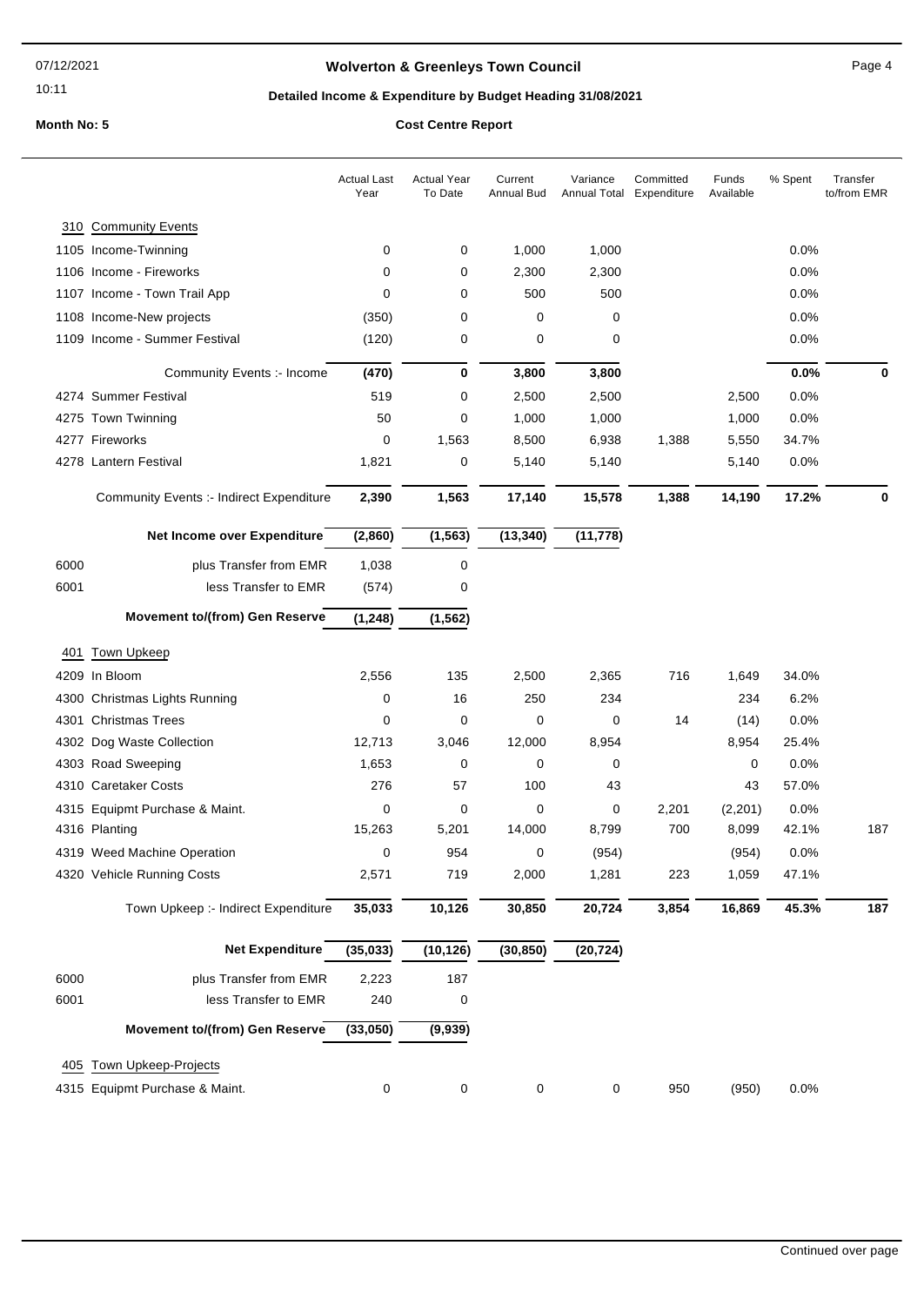# Wolverton & Greenleys Town Council

## Detailed Income & Expenditure by Budget Heading 31/08/2021

**Month No: 5** **Cost Centre Report**

| | | Actual Last Year | Actual Year To Date | Current Annual Bud | Variance Annual Total | Committed Expenditure | Funds Available | % Spent | Transfer to/from EMR |
|---|---|---|---|---|---|---|---|---|---|
| **310** | **Community Events** | | | | | | | | |
| 1105 | Income-Twinning | 0 | 0 | 1,000 | 1,000 | | | 0.0% | |
| 1106 | Income - Fireworks | 0 | 0 | 2,300 | 2,300 | | | 0.0% | |
| 1107 | Income - Town Trail App | 0 | 0 | 500 | 500 | | | 0.0% | |
| 1108 | Income-New projects | (350) | 0 | 0 | 0 | | | 0.0% | |
| 1109 | Income - Summer Festival | (120) | 0 | 0 | 0 | | | 0.0% | |
| | Community Events :- Income | **(470)** | **0** | **3,800** | **3,800** | | | **0.0%** | **0** |
| 4274 | Summer Festival | 519 | 0 | 2,500 | 2,500 | | 2,500 | 0.0% | |
| 4275 | Town Twinning | 50 | 0 | 1,000 | 1,000 | | 1,000 | 0.0% | |
| 4277 | Fireworks | 0 | 1,563 | 8,500 | 6,938 | 1,388 | 5,550 | 34.7% | |
| 4278 | Lantern Festival | 1,821 | 0 | 5,140 | 5,140 | | 5,140 | 0.0% | |
| | Community Events :- Indirect Expenditure | **2,390** | **1,563** | **17,140** | **15,578** | **1,388** | **14,190** | **17.2%** | **0** |
| | **Net Income over Expenditure** | **(2,860)** | **(1,563)** | **(13,340)** | **(11,778)** | | | | |
| 6000 | plus Transfer from EMR | 1,038 | 0 | | | | | | |
| 6001 | less Transfer to EMR | (574) | 0 | | | | | | |
| | **Movement to/(from) Gen Reserve** | **(1,248)** | **(1,562)** | | | | | | |
| **401** | **Town Upkeep** | | | | | | | | |
| 4209 | In Bloom | 2,556 | 135 | 2,500 | 2,365 | 716 | 1,649 | 34.0% | |
| 4300 | Christmas Lights Running | 0 | 16 | 250 | 234 | | 234 | 6.2% | |
| 4301 | Christmas Trees | 0 | 0 | 0 | 0 | 14 | (14) | 0.0% | |
| 4302 | Dog Waste Collection | 12,713 | 3,046 | 12,000 | 8,954 | | 8,954 | 25.4% | |
| 4303 | Road Sweeping | 1,653 | 0 | 0 | 0 | | 0 | 0.0% | |
| 4310 | Caretaker Costs | 276 | 57 | 100 | 43 | | 43 | 57.0% | |
| 4315 | Equipmt Purchase & Maint. | 0 | 0 | 0 | 0 | 2,201 | (2,201) | 0.0% | |
| 4316 | Planting | 15,263 | 5,201 | 14,000 | 8,799 | 700 | 8,099 | 42.1% | 187 |
| 4319 | Weed Machine Operation | 0 | 954 | 0 | (954) | | (954) | 0.0% | |
| 4320 | Vehicle Running Costs | 2,571 | 719 | 2,000 | 1,281 | 223 | 1,059 | 47.1% | |
| | Town Upkeep :- Indirect Expenditure | **35,033** | **10,126** | **30,850** | **20,724** | **3,854** | **16,869** | **45.3%** | **187** |
| | **Net Expenditure** | **(35,033)** | **(10,126)** | **(30,850)** | **(20,724)** | | | | |
| 6000 | plus Transfer from EMR | 2,223 | 187 | | | | | | |
| 6001 | less Transfer to EMR | 240 | 0 | | | | | | |
| | **Movement to/(from) Gen Reserve** | **(33,050)** | **(9,939)** | | | | | | |
| **405** | **Town Upkeep-Projects** | | | | | | | | |
| 4315 | Equipmt Purchase & Maint. | 0 | 0 | 0 | 0 | 950 | (950) | 0.0% | |

Continued over page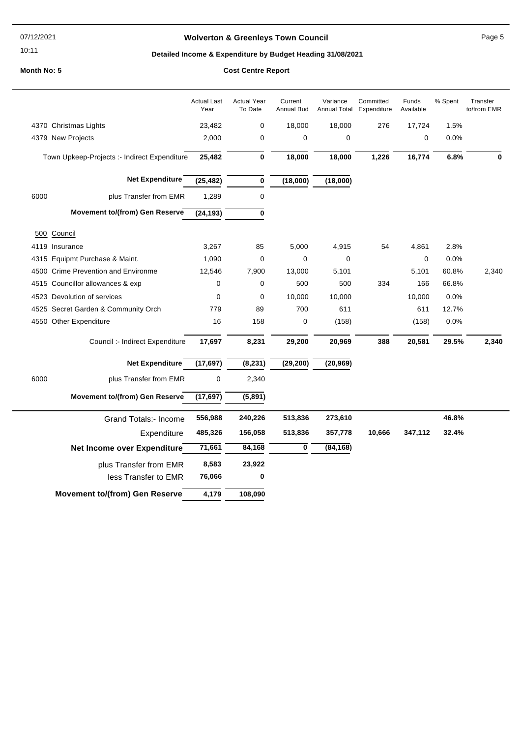**Wolverton & Greenleys Town Council**

**Detailed Income & Expenditure by Budget Heading 31/08/2021**

**Month No: 5**

**Cost Centre Report**

| | Actual Last Year | Actual Year To Date | Current Annual Bud | Variance Annual Total | Committed Expenditure | Funds Available | % Spent | Transfer to/from EMR |
|---|---|---|---|---|---|---|---|---|
| 4370 Christmas Lights | 23,482 | 0 | 18,000 | 18,000 | 276 | 17,724 | 1.5% | |
| 4379 New Projects | 2,000 | 0 | 0 | 0 | | 0 | 0.0% | |
| Town Upkeep-Projects :- Indirect Expenditure | **25,482** | **0** | **18,000** | **18,000** | **1,226** | **16,774** | **6.8%** | **0** |
| **Net Expenditure** | **(25,482)** | **0** | **(18,000)** | **(18,000)** | | | | |
| 6000 plus Transfer from EMR | 1,289 | 0 | | | | | | |
| **Movement to/(from) Gen Reserve** | **(24,193)** | **0** | | | | | | |
| **500 Council** | | | | | | | | |
| 4119 Insurance | 3,267 | 85 | 5,000 | 4,915 | 54 | 4,861 | 2.8% | |
| 4315 Equipmt Purchase & Maint. | 1,090 | 0 | 0 | 0 | | 0 | 0.0% | |
| 4500 Crime Prevention and Environme | 12,546 | 7,900 | 13,000 | 5,101 | | 5,101 | 60.8% | 2,340 |
| 4515 Councillor allowances & exp | 0 | 0 | 500 | 500 | 334 | 166 | 66.8% | |
| 4523 Devolution of services | 0 | 0 | 10,000 | 10,000 | | 10,000 | 0.0% | |
| 4525 Secret Garden & Community Orch | 779 | 89 | 700 | 611 | | 611 | 12.7% | |
| 4550 Other Expenditure | 16 | 158 | 0 | (158) | | (158) | 0.0% | |
| Council :- Indirect Expenditure | **17,697** | **8,231** | **29,200** | **20,969** | **388** | **20,581** | **29.5%** | **2,340** |
| **Net Expenditure** | **(17,697)** | **(8,231)** | **(29,200)** | **(20,969)** | | | | |
| 6000 plus Transfer from EMR | 0 | 2,340 | | | | | | |
| **Movement to/(from) Gen Reserve** | **(17,697)** | **(5,891)** | | | | | | |
| Grand Totals:- Income | **556,988** | **240,226** | **513,836** | **273,610** | | | **46.8%** | |
| Expenditure | **485,326** | **156,058** | **513,836** | **357,778** | **10,666** | **347,112** | **32.4%** | |
| **Net Income over Expenditure** | **71,661** | **84,168** | **0** | **(84,168)** | | | | |
| plus Transfer from EMR | **8,583** | **23,922** | | | | | | |
| less Transfer to EMR | **76,066** | **0** | | | | | | |
| **Movement to/(from) Gen Reserve** | **4,179** | **108,090** | | | | | | |